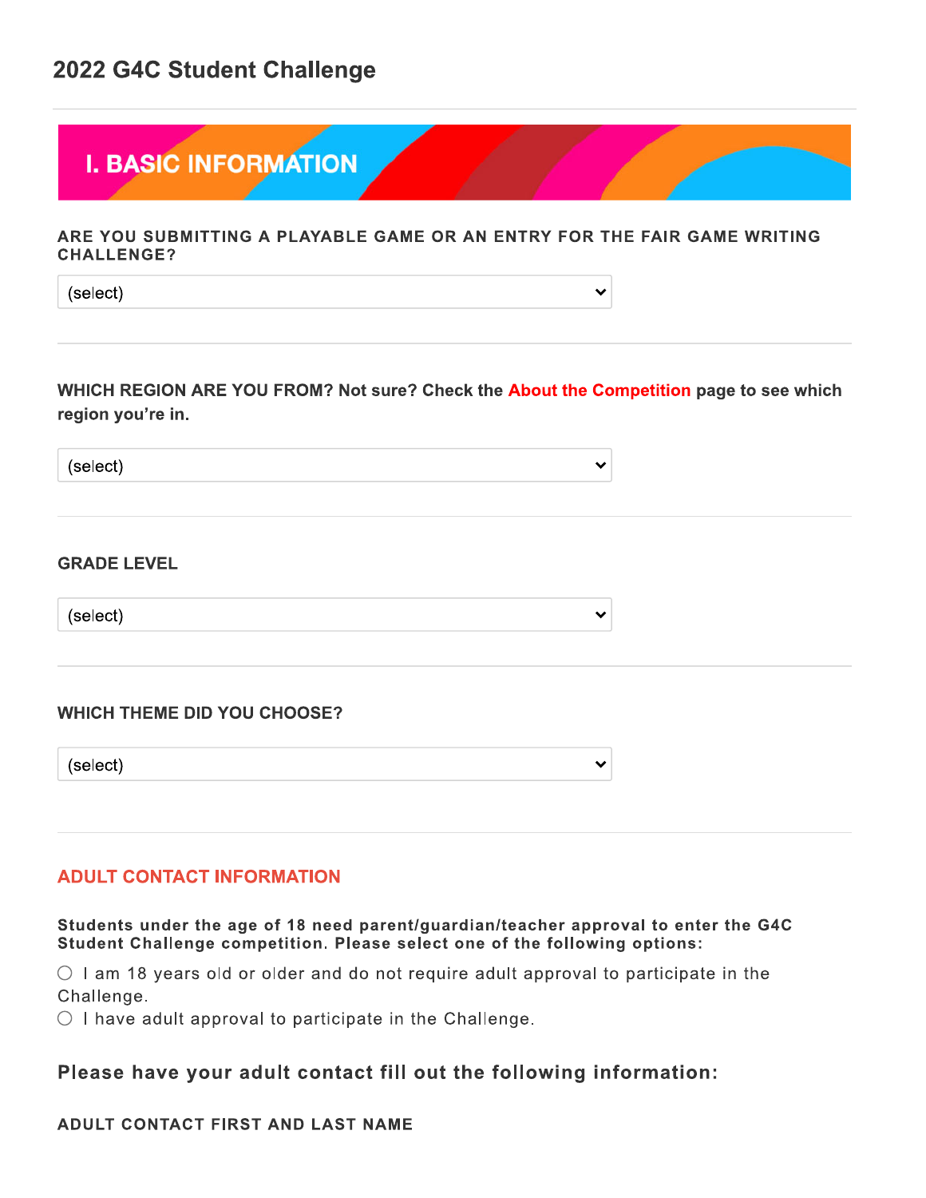# 2022 G4C Student Challenge

## I. BASIC INFORMATION

**ARE YOU SUBMITTING A PLAYABLE GAME OR AN ENTRY FOR THE FAIR GAME WRITING CHALLENGE?**

(select)

**WHICH REGION ARE YOU FROM? Not sure? Check the About the Competition page to see which region you're in.**

(select)

**GRADE LEVEL**

(select)

**WHICH THEME DID YOU CHOOSE?**

(select)

### ADULT CONTACT INFORMATION

**Students under the age of 18 need parent/guardian/teacher approval to enter the G4C Student Challenge competition. Please select one of the following options:**

- ○ I am 18 years old or older and do not require adult approval to participate in the Challenge.
- ○ I have adult approval to participate in the Challenge.

**Please have your adult contact fill out the following information:**

**ADULT CONTACT FIRST AND LAST NAME**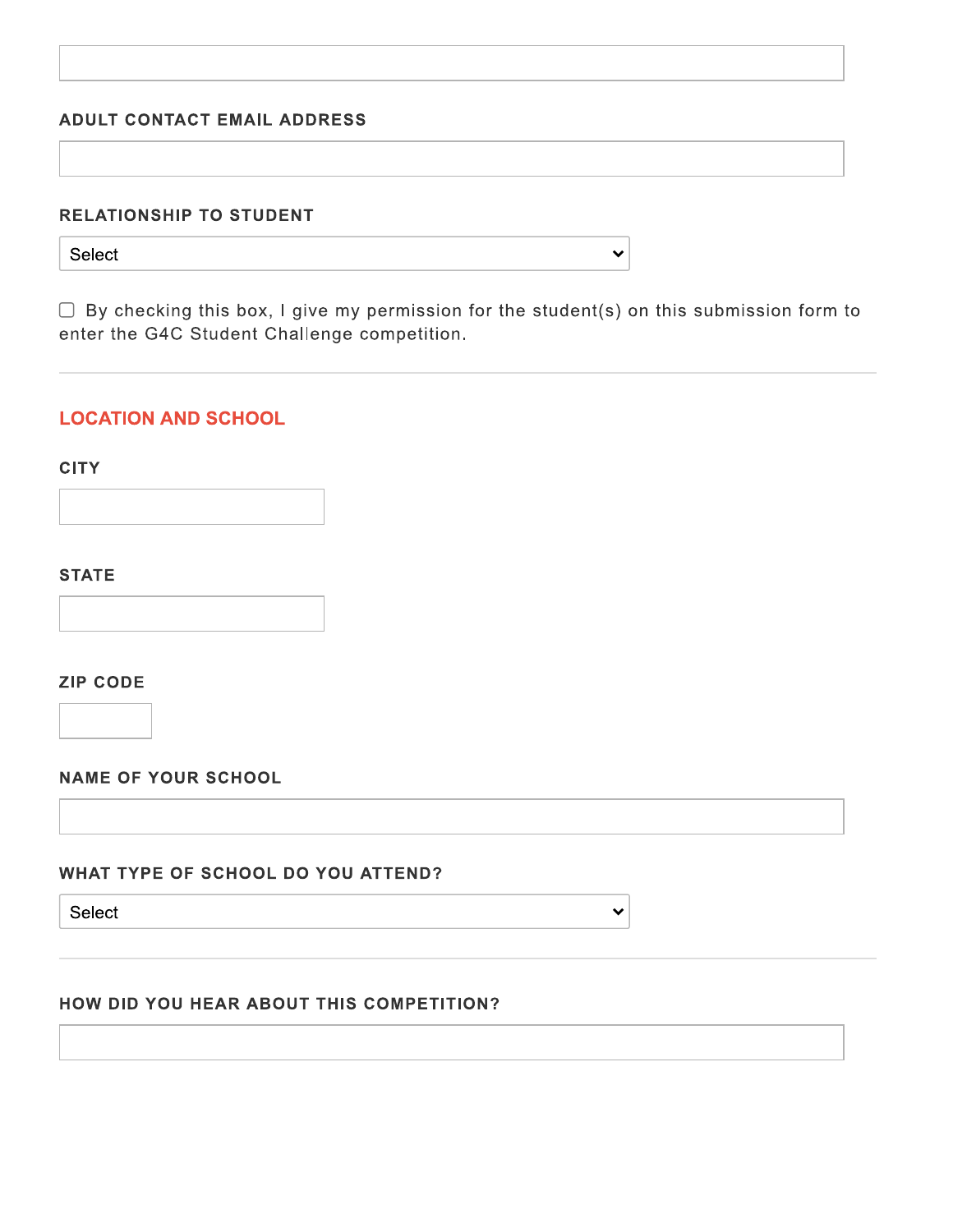ADULT CONTACT EMAIL ADDRESS

RELATIONSHIP TO STUDENT

Select

☐ By checking this box, I give my permission for the student(s) on this submission form to enter the G4C Student Challenge competition.

---

## LOCATION AND SCHOOL

CITY

STATE

ZIP CODE

NAME OF YOUR SCHOOL

WHAT TYPE OF SCHOOL DO YOU ATTEND?

Select

---

HOW DID YOU HEAR ABOUT THIS COMPETITION?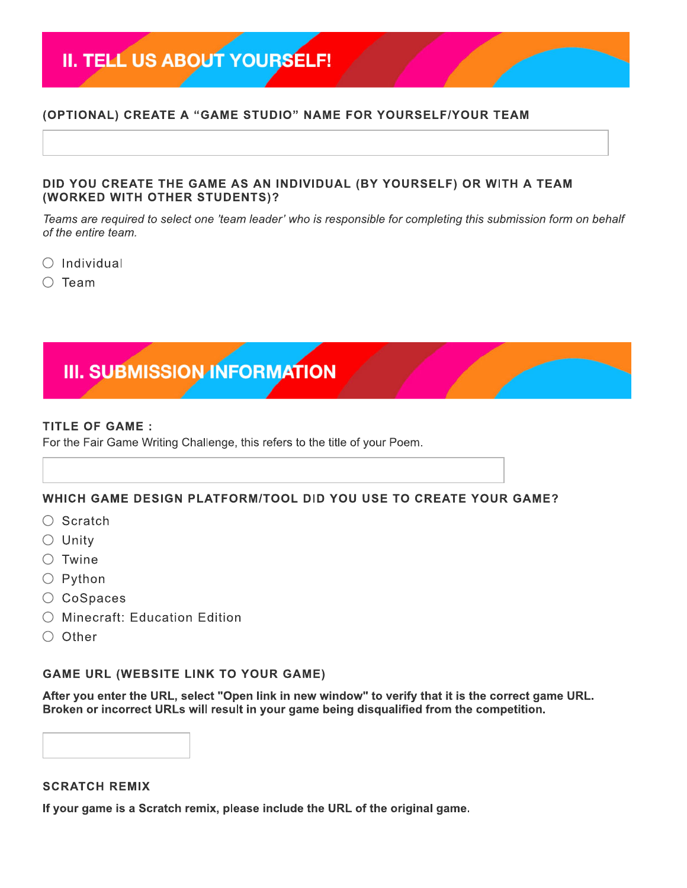## II. TELL US ABOUT YOURSELF!

**(OPTIONAL) CREATE A "GAME STUDIO" NAME FOR YOURSELF/YOUR TEAM**

**DID YOU CREATE THE GAME AS AN INDIVIDUAL (BY YOURSELF) OR WITH A TEAM (WORKED WITH OTHER STUDENTS)?**

*Teams are required to select one 'team leader' who is responsible for completing this submission form on behalf of the entire team.*

- ◯ Individual
- ◯ Team

## III. SUBMISSION INFORMATION

**TITLE OF GAME :**

For the Fair Game Writing Challenge, this refers to the title of your Poem.

**WHICH GAME DESIGN PLATFORM/TOOL DID YOU USE TO CREATE YOUR GAME?**

- ◯ Scratch
- ◯ Unity
- ◯ Twine
- ◯ Python
- ◯ CoSpaces
- ◯ Minecraft: Education Edition
- ◯ Other

**GAME URL (WEBSITE LINK TO YOUR GAME)**

**After you enter the URL, select "Open link in new window" to verify that it is the correct game URL. Broken or incorrect URLs will result in your game being disqualified from the competition.**

**SCRATCH REMIX**

**If your game is a Scratch remix, please include the URL of the original game.**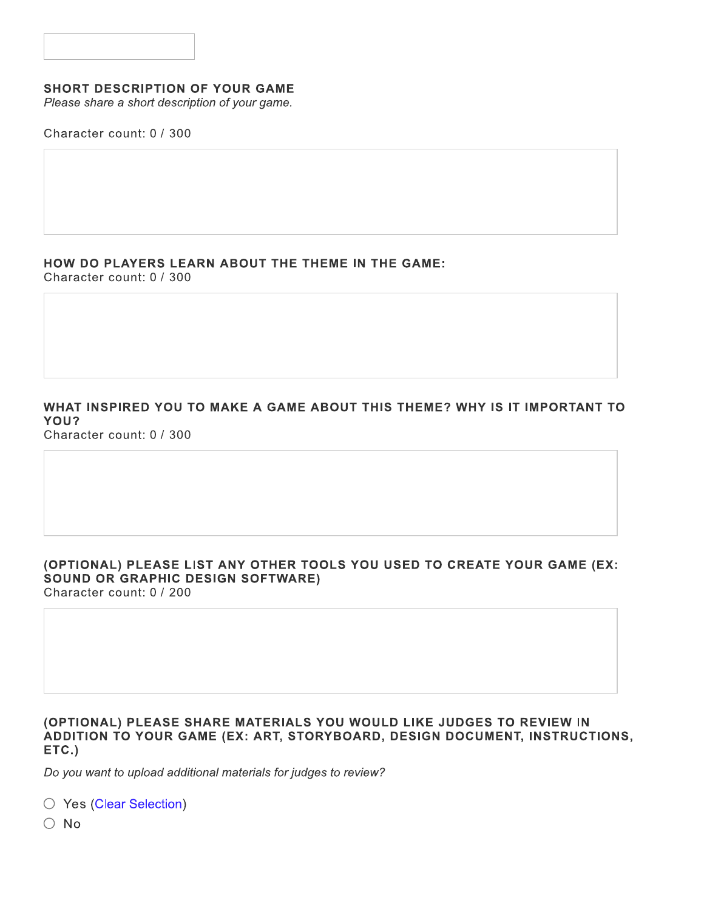### SHORT DESCRIPTION OF YOUR GAME

*Please share a short description of your game.*

Character count: 0 / 300

### HOW DO PLAYERS LEARN ABOUT THE THEME IN THE GAME:

Character count: 0 / 300

### WHAT INSPIRED YOU TO MAKE A GAME ABOUT THIS THEME? WHY IS IT IMPORTANT TO YOU?

Character count: 0 / 300

### (OPTIONAL) PLEASE LIST ANY OTHER TOOLS YOU USED TO CREATE YOUR GAME (EX: SOUND OR GRAPHIC DESIGN SOFTWARE)

Character count: 0 / 200

### (OPTIONAL) PLEASE SHARE MATERIALS YOU WOULD LIKE JUDGES TO REVIEW IN ADDITION TO YOUR GAME (EX: ART, STORYBOARD, DESIGN DOCUMENT, INSTRUCTIONS, ETC.)

*Do you want to upload additional materials for judges to review?*

- ○ Yes (Clear Selection)
- ○ No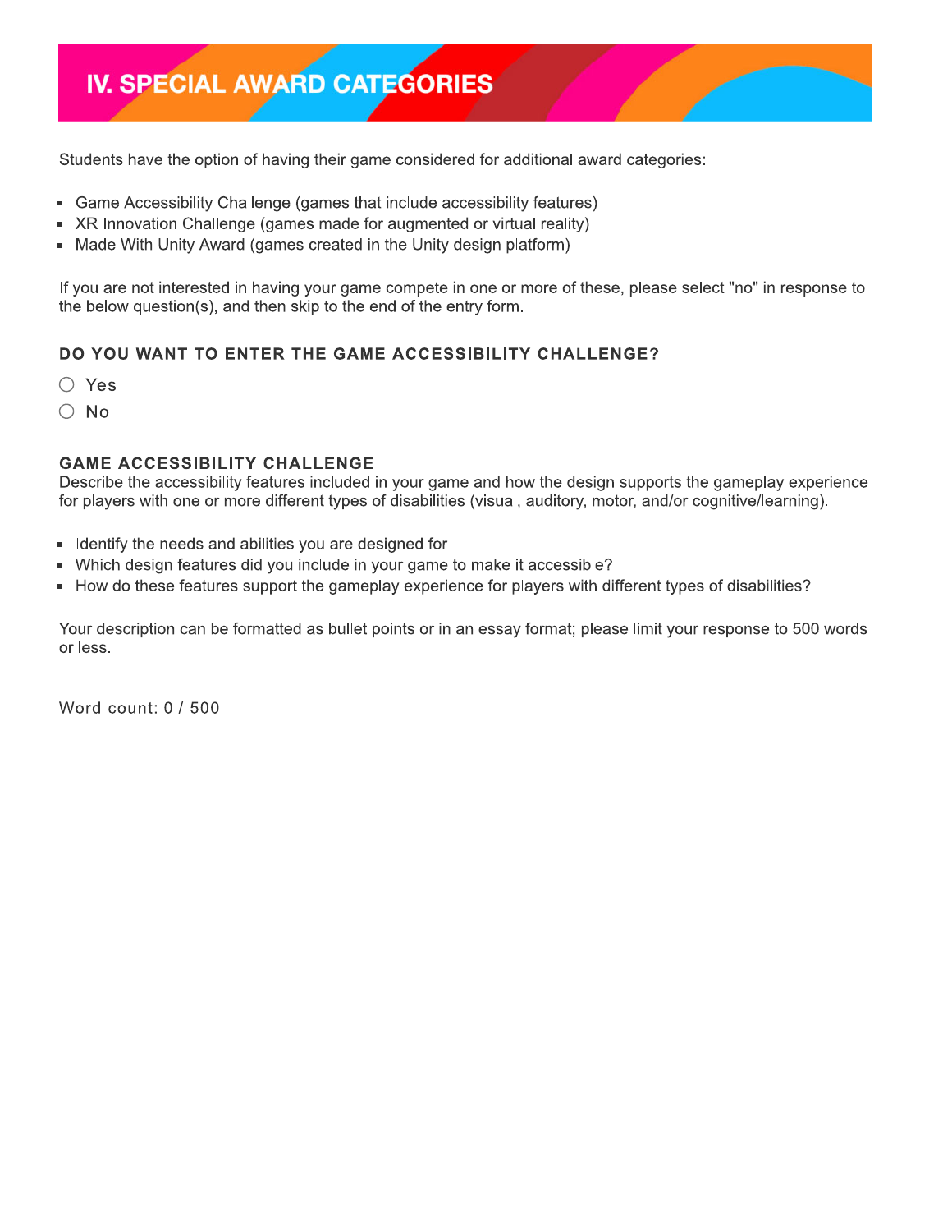# IV. SPECIAL AWARD CATEGORIES

Students have the option of having their game considered for additional award categories:

- Game Accessibility Challenge (games that include accessibility features)
- XR Innovation Challenge (games made for augmented or virtual reality)
- Made With Unity Award (games created in the Unity design platform)

If you are not interested in having your game compete in one or more of these, please select "no" in response to the below question(s), and then skip to the end of the entry form.

### DO YOU WANT TO ENTER THE GAME ACCESSIBILITY CHALLENGE?

- ○ Yes
- ○ No

### GAME ACCESSIBILITY CHALLENGE

Describe the accessibility features included in your game and how the design supports the gameplay experience for players with one or more different types of disabilities (visual, auditory, motor, and/or cognitive/learning).

- Identify the needs and abilities you are designed for
- Which design features did you include in your game to make it accessible?
- How do these features support the gameplay experience for players with different types of disabilities?

Your description can be formatted as bullet points or in an essay format; please limit your response to 500 words or less.

Word count: 0 / 500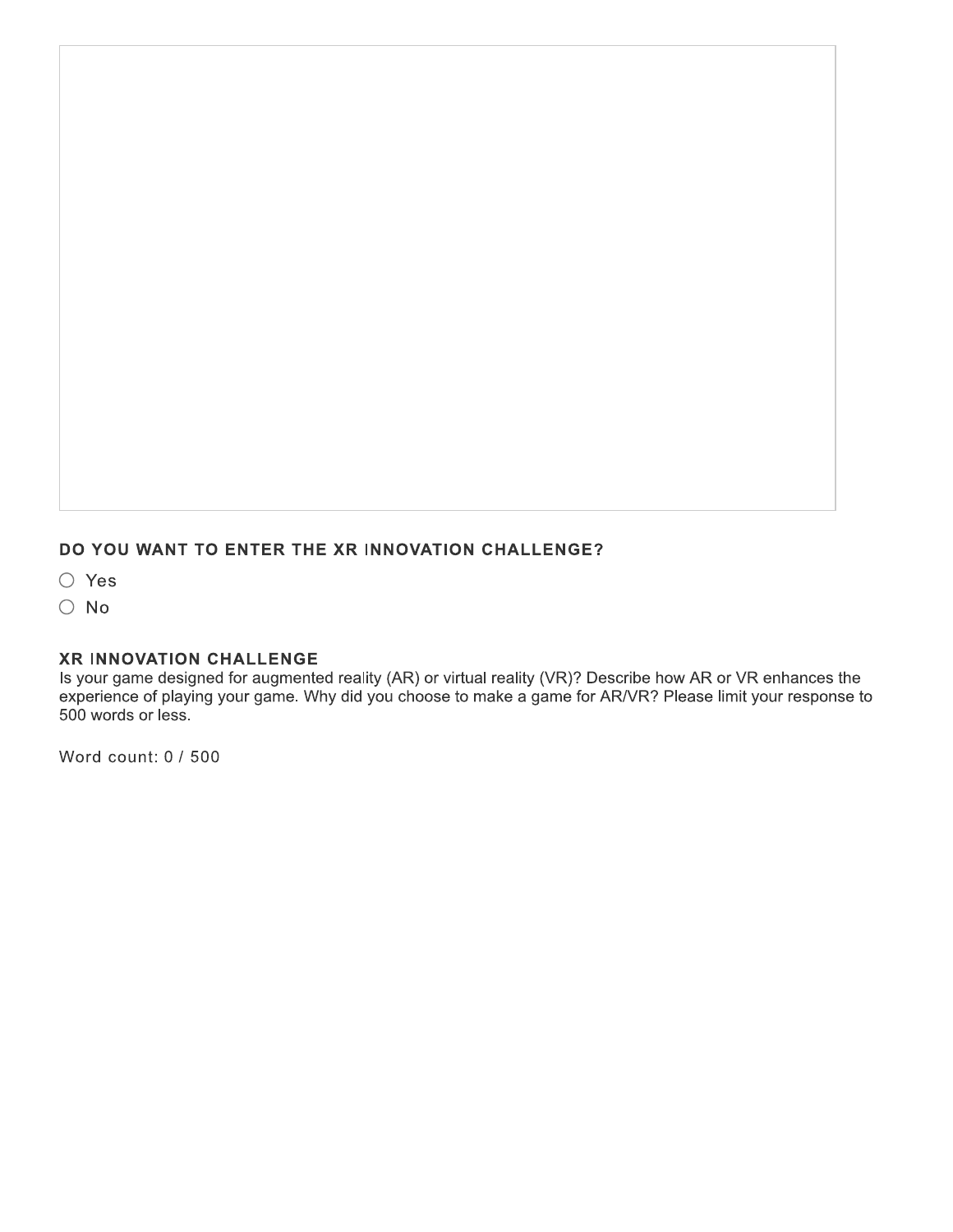**DO YOU WANT TO ENTER THE XR INNOVATION CHALLENGE?**

- ○ Yes
- ○ No

**XR INNOVATION CHALLENGE**

Is your game designed for augmented reality (AR) or virtual reality (VR)? Describe how AR or VR enhances the experience of playing your game. Why did you choose to make a game for AR/VR? Please limit your response to 500 words or less.

Word count: 0 / 500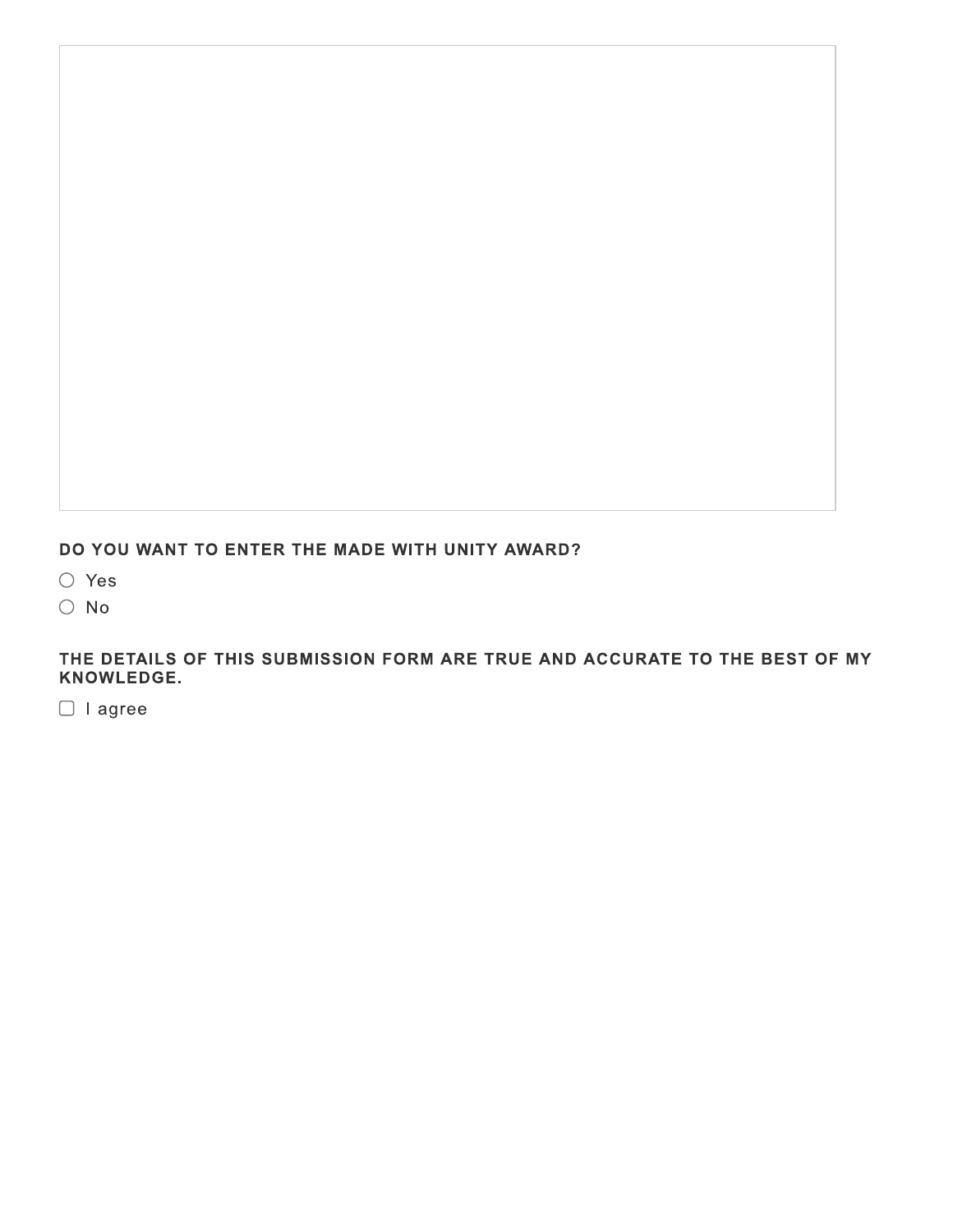**DO YOU WANT TO ENTER THE MADE WITH UNITY AWARD?**

- ○ Yes
- ○ No

**THE DETAILS OF THIS SUBMISSION FORM ARE TRUE AND ACCURATE TO THE BEST OF MY KNOWLEDGE.**

- ☐ I agree